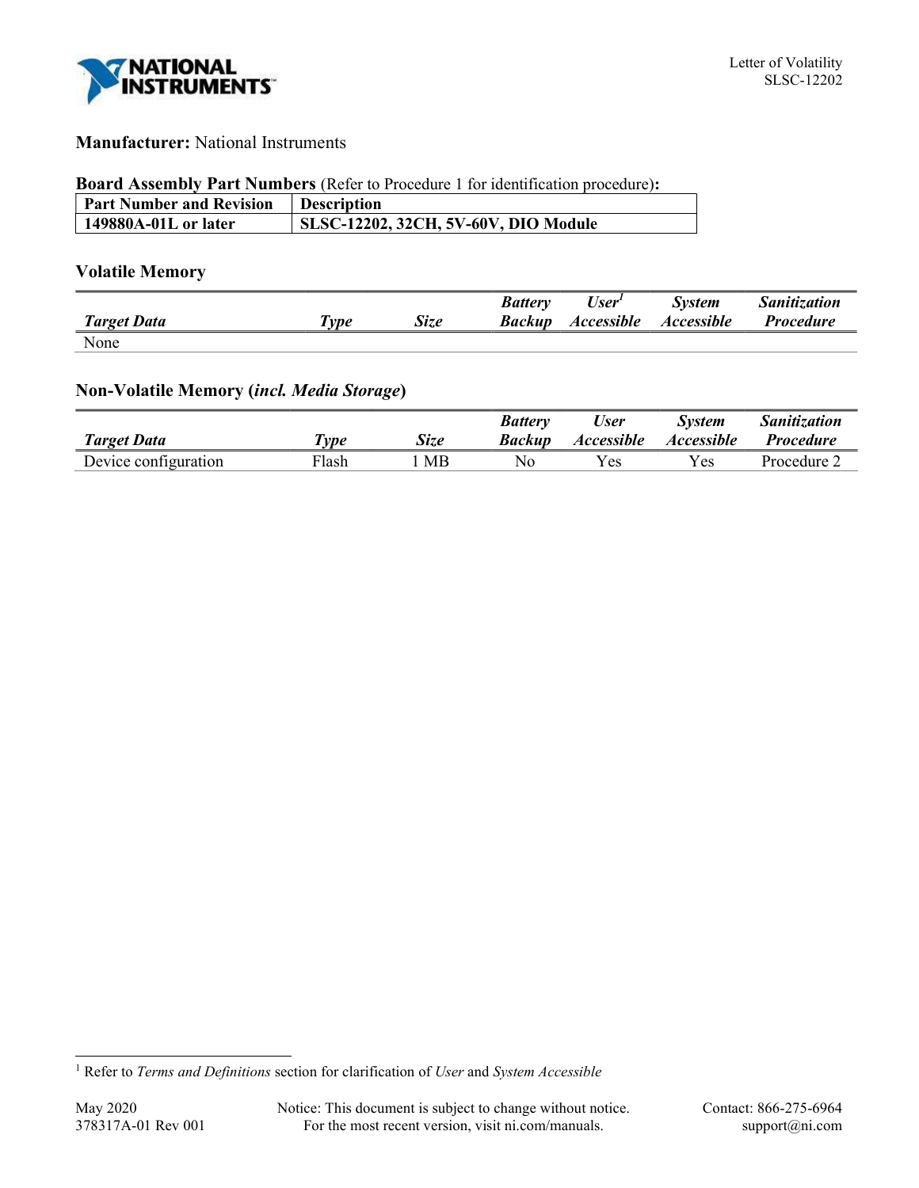Letter of Volatility
SLSC-12202

**Manufacturer:** National Instruments

**Board Assembly Part Numbers** (Refer to Procedure 1 for identification procedure)**:**

| Part Number and Revision | Description |
|---|---|
| **149880A-01L or later** | **SLSC-12202, 32CH, 5V-60V, DIO Module** |

### Volatile Memory

| *Target Data* | *Type* | *Size* | *Battery Backup* | *User[1] Accessible* | *System Accessible* | *Sanitization Procedure* |
|---|---|---|---|---|---|---|
| None | | | | | | |

### Non-Volatile Memory (*incl. Media Storage*)

| *Target Data* | *Type* | *Size* | *Battery Backup* | *User Accessible* | *System Accessible* | *Sanitization Procedure* |
|---|---|---|---|---|---|---|
| Device configuration | Flash | 1 MB | No | Yes | Yes | Procedure 2 |

---

[1] Refer to *Terms and Definitions* section for clarification of *User* and *System Accessible*

May 2020
378317A-01 Rev 001

Notice: This document is subject to change without notice.
For the most recent version, visit ni.com/manuals.

Contact: 866-275-6964
support@ni.com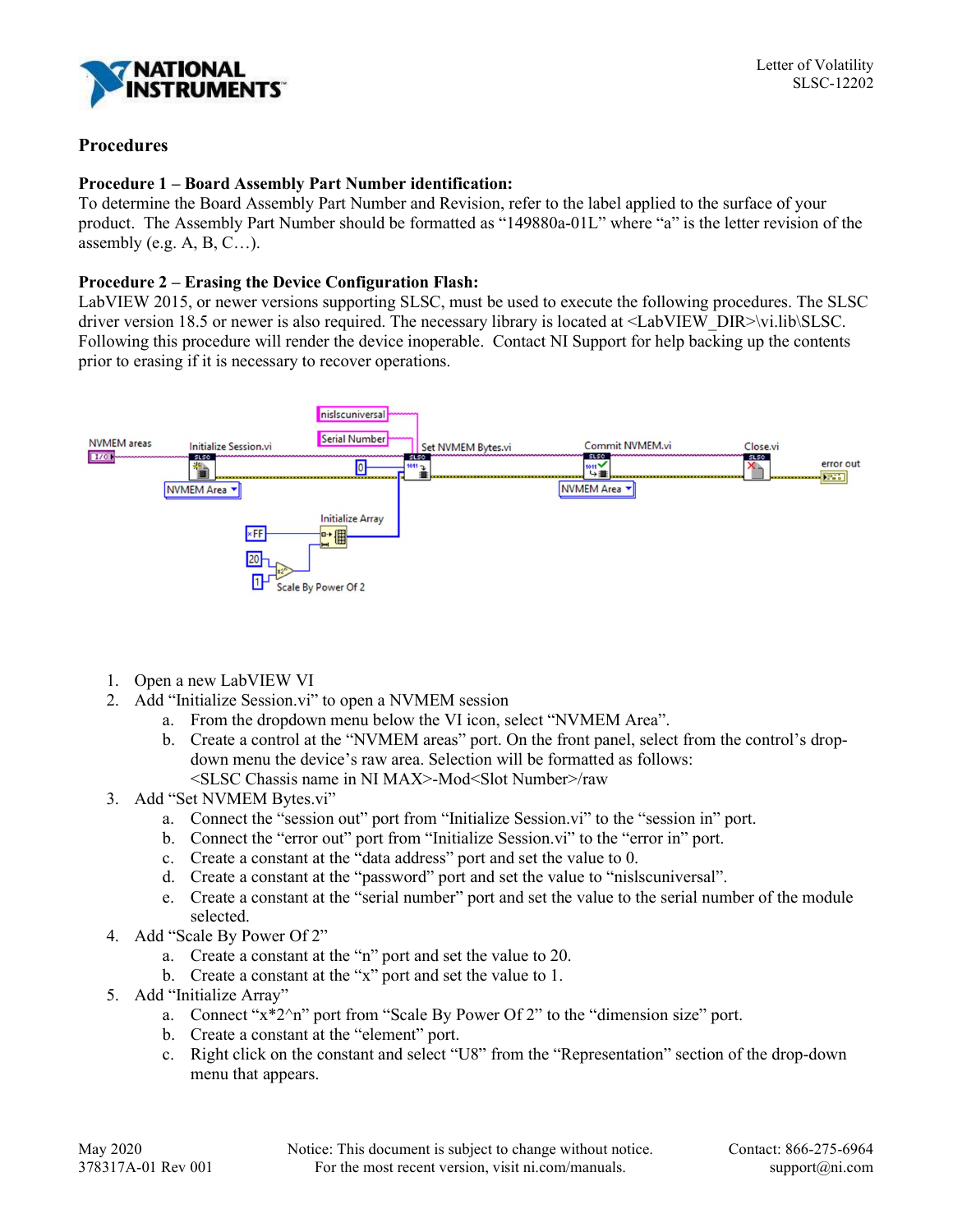## Procedures

### Procedure 1 – Board Assembly Part Number identification:

To determine the Board Assembly Part Number and Revision, refer to the label applied to the surface of your product. The Assembly Part Number should be formatted as "149880a-01L" where "a" is the letter revision of the assembly (e.g. A, B, C…).

### Procedure 2 – Erasing the Device Configuration Flash:

LabVIEW 2015, or newer versions supporting SLSC, must be used to execute the following procedures. The SLSC driver version 18.5 or newer is also required. The necessary library is located at <LabVIEW_DIR>\vi.lib\SLSC. Following this procedure will render the device inoperable. Contact NI Support for help backing up the contents prior to erasing if it is necessary to recover operations.

1. Open a new LabVIEW VI
2. Add "Initialize Session.vi" to open a NVMEM session
   a. From the dropdown menu below the VI icon, select "NVMEM Area".
   b. Create a control at the "NVMEM areas" port. On the front panel, select from the control's drop-down menu the device's raw area. Selection will be formatted as follows: <SLSC Chassis name in NI MAX>-Mod<Slot Number>/raw
3. Add "Set NVMEM Bytes.vi"
   a. Connect the "session out" port from "Initialize Session.vi" to the "session in" port.
   b. Connect the "error out" port from "Initialize Session.vi" to the "error in" port.
   c. Create a constant at the "data address" port and set the value to 0.
   d. Create a constant at the "password" port and set the value to "nislscuniversal".
   e. Create a constant at the "serial number" port and set the value to the serial number of the module selected.
4. Add "Scale By Power Of 2"
   a. Create a constant at the "n" port and set the value to 20.
   b. Create a constant at the "x" port and set the value to 1.
5. Add "Initialize Array"
   a. Connect "x*2^n" port from "Scale By Power Of 2" to the "dimension size" port.
   b. Create a constant at the "element" port.
   c. Right click on the constant and select "U8" from the "Representation" section of the drop-down menu that appears.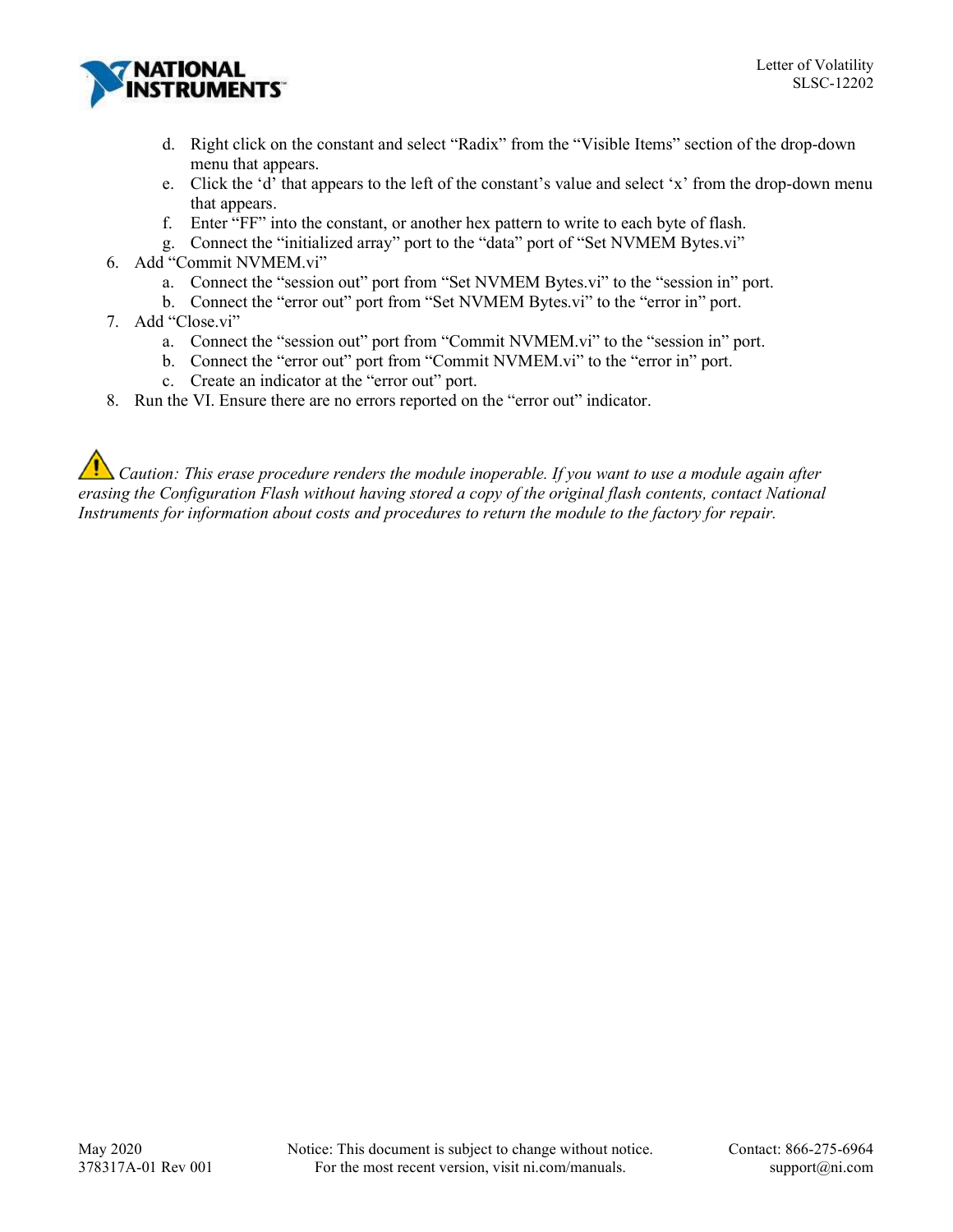d. Right click on the constant and select “Radix” from the “Visible Items” section of the drop-down menu that appears.
   e. Click the ‘d’ that appears to the left of the constant’s value and select ‘x’ from the drop-down menu that appears.
   f. Enter “FF” into the constant, or another hex pattern to write to each byte of flash.
   g. Connect the “initialized array” port to the “data” port of “Set NVMEM Bytes.vi”

6. Add “Commit NVMEM.vi”
   a. Connect the “session out” port from “Set NVMEM Bytes.vi” to the “session in” port.
   b. Connect the “error out” port from “Set NVMEM Bytes.vi” to the “error in” port.
7. Add “Close.vi”
   a. Connect the “session out” port from “Commit NVMEM.vi” to the “session in” port.
   b. Connect the “error out” port from “Commit NVMEM.vi” to the “error in” port.
   c. Create an indicator at the “error out” port.
8. Run the VI. Ensure there are no errors reported on the “error out” indicator.

*Caution: This erase procedure renders the module inoperable. If you want to use a module again after erasing the Configuration Flash without having stored a copy of the original flash contents, contact National Instruments for information about costs and procedures to return the module to the factory for repair.*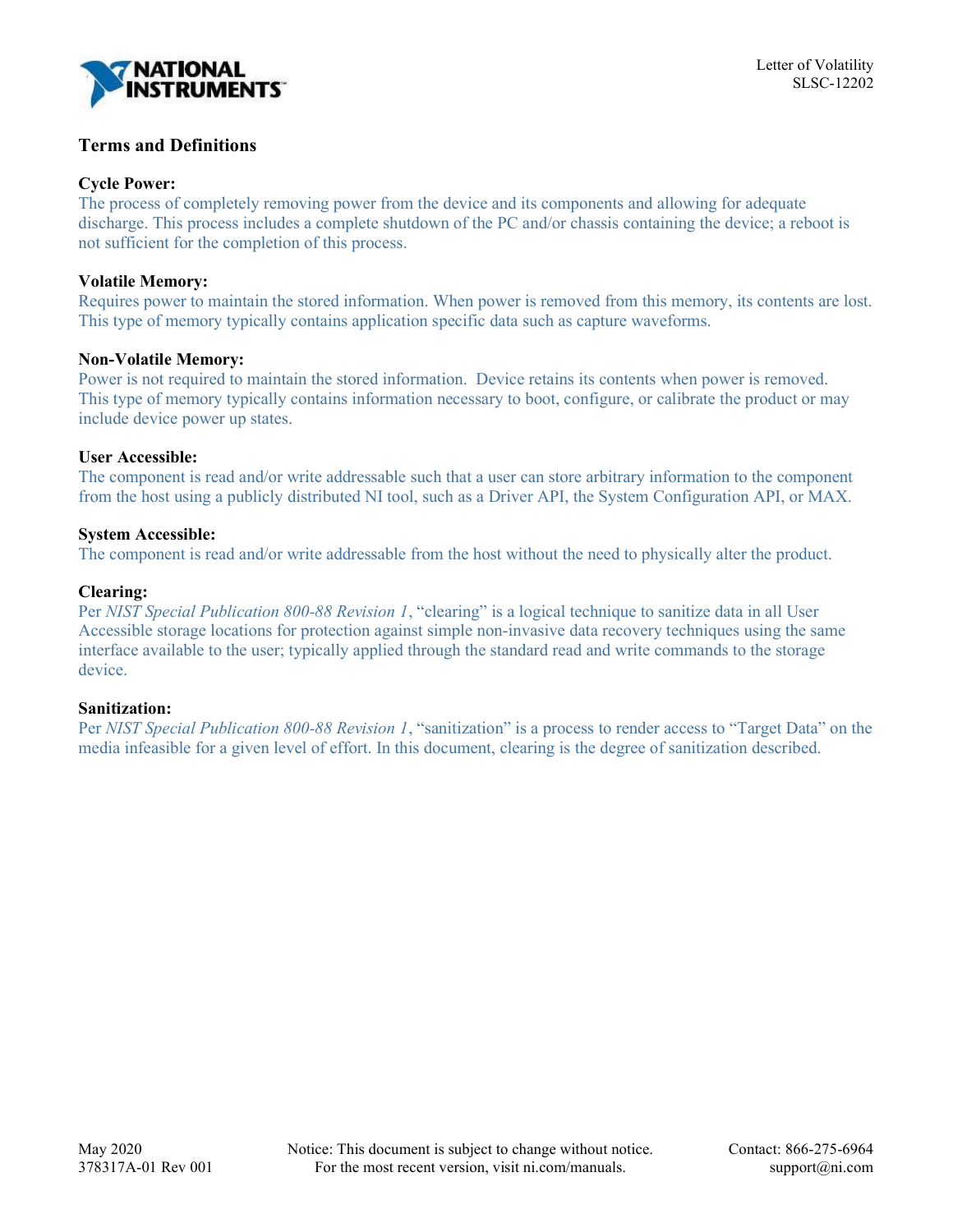## Terms and Definitions

**Cycle Power:**
The process of completely removing power from the device and its components and allowing for adequate discharge. This process includes a complete shutdown of the PC and/or chassis containing the device; a reboot is not sufficient for the completion of this process.

**Volatile Memory:**
Requires power to maintain the stored information. When power is removed from this memory, its contents are lost. This type of memory typically contains application specific data such as capture waveforms.

**Non-Volatile Memory:**
Power is not required to maintain the stored information. Device retains its contents when power is removed. This type of memory typically contains information necessary to boot, configure, or calibrate the product or may include device power up states.

**User Accessible:**
The component is read and/or write addressable such that a user can store arbitrary information to the component from the host using a publicly distributed NI tool, such as a Driver API, the System Configuration API, or MAX.

**System Accessible:**
The component is read and/or write addressable from the host without the need to physically alter the product.

**Clearing:**
Per *NIST Special Publication 800-88 Revision 1*, "clearing" is a logical technique to sanitize data in all User Accessible storage locations for protection against simple non-invasive data recovery techniques using the same interface available to the user; typically applied through the standard read and write commands to the storage device.

**Sanitization:**
Per *NIST Special Publication 800-88 Revision 1*, "sanitization" is a process to render access to "Target Data" on the media infeasible for a given level of effort. In this document, clearing is the degree of sanitization described.